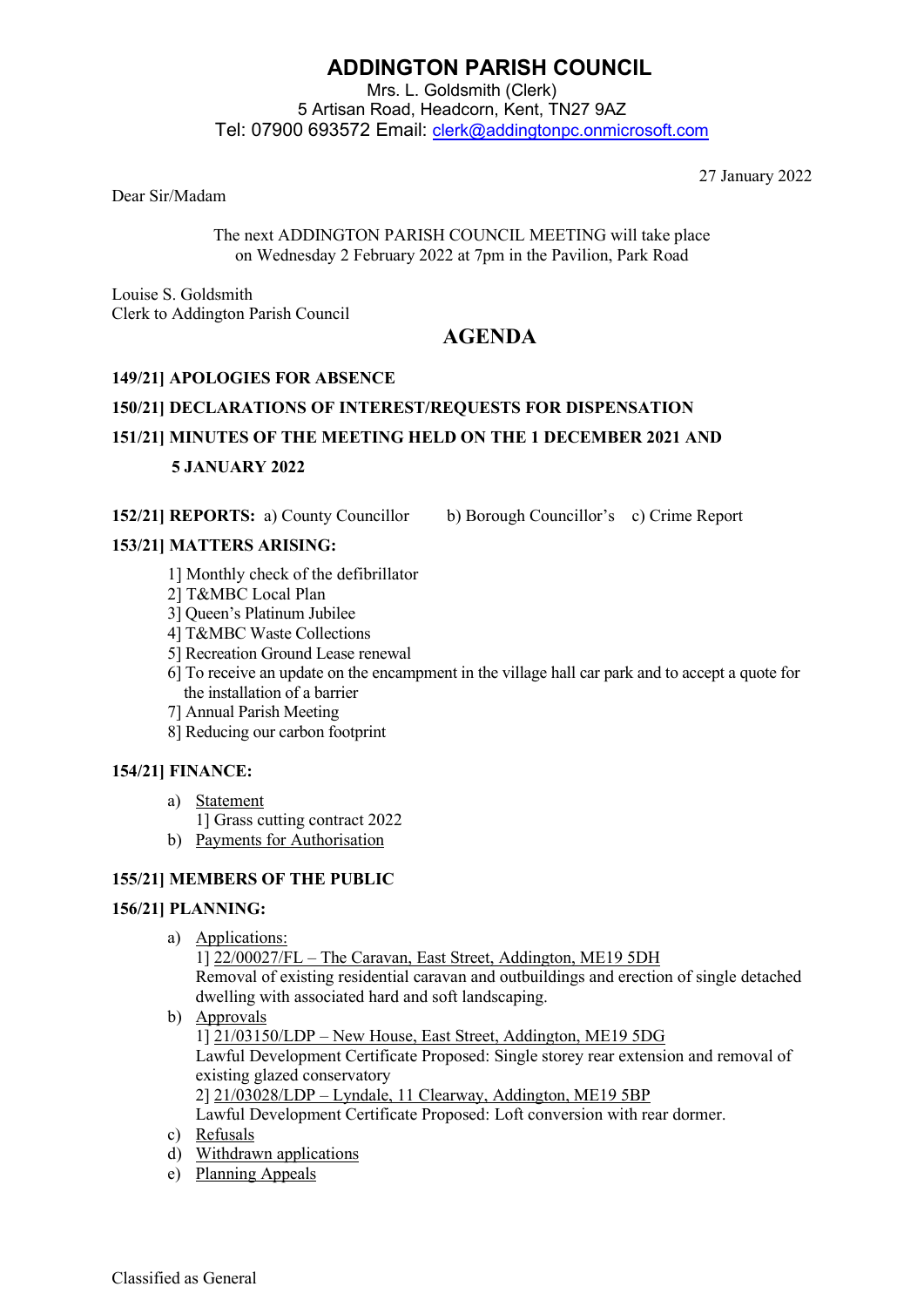# ADDINGTON PARISH COUNCIL

Mrs. L. Goldsmith (Clerk)
5 Artisan Road, Headcorn, Kent, TN27 9AZ
Tel: 07900 693572 Email: clerk@addingtonpc.onmicrosoft.com

27 January 2022

Dear Sir/Madam

The next ADDINGTON PARISH COUNCIL MEETING will take place on Wednesday 2 February 2022 at 7pm in the Pavilion, Park Road

Louise S. Goldsmith
Clerk to Addington Parish Council

## AGENDA

**149/21] APOLOGIES FOR ABSENCE**

**150/21] DECLARATIONS OF INTEREST/REQUESTS FOR DISPENSATION**

**151/21] MINUTES OF THE MEETING HELD ON THE 1 DECEMBER 2021 AND 5 JANUARY 2022**

**152/21] REPORTS:** a) County Councillor b) Borough Councillor's c) Crime Report

**153/21] MATTERS ARISING:**

1] Monthly check of the defibrillator
2] T&MBC Local Plan
3] Queen's Platinum Jubilee
4] T&MBC Waste Collections
5] Recreation Ground Lease renewal
6] To receive an update on the encampment in the village hall car park and to accept a quote for the installation of a barrier
7] Annual Parish Meeting
8] Reducing our carbon footprint

**154/21] FINANCE:**

a) Statement
   1] Grass cutting contract 2022
b) Payments for Authorisation

**155/21] MEMBERS OF THE PUBLIC**

**156/21] PLANNING:**

a) Applications:
   1] 22/00027/FL – The Caravan, East Street, Addington, ME19 5DH
   Removal of existing residential caravan and outbuildings and erection of single detached dwelling with associated hard and soft landscaping.
b) Approvals
   1] 21/03150/LDP – New House, East Street, Addington, ME19 5DG
   Lawful Development Certificate Proposed: Single storey rear extension and removal of existing glazed conservatory
   2] 21/03028/LDP – Lyndale, 11 Clearway, Addington, ME19 5BP
   Lawful Development Certificate Proposed: Loft conversion with rear dormer.
c) Refusals
d) Withdrawn applications
e) Planning Appeals

Classified as General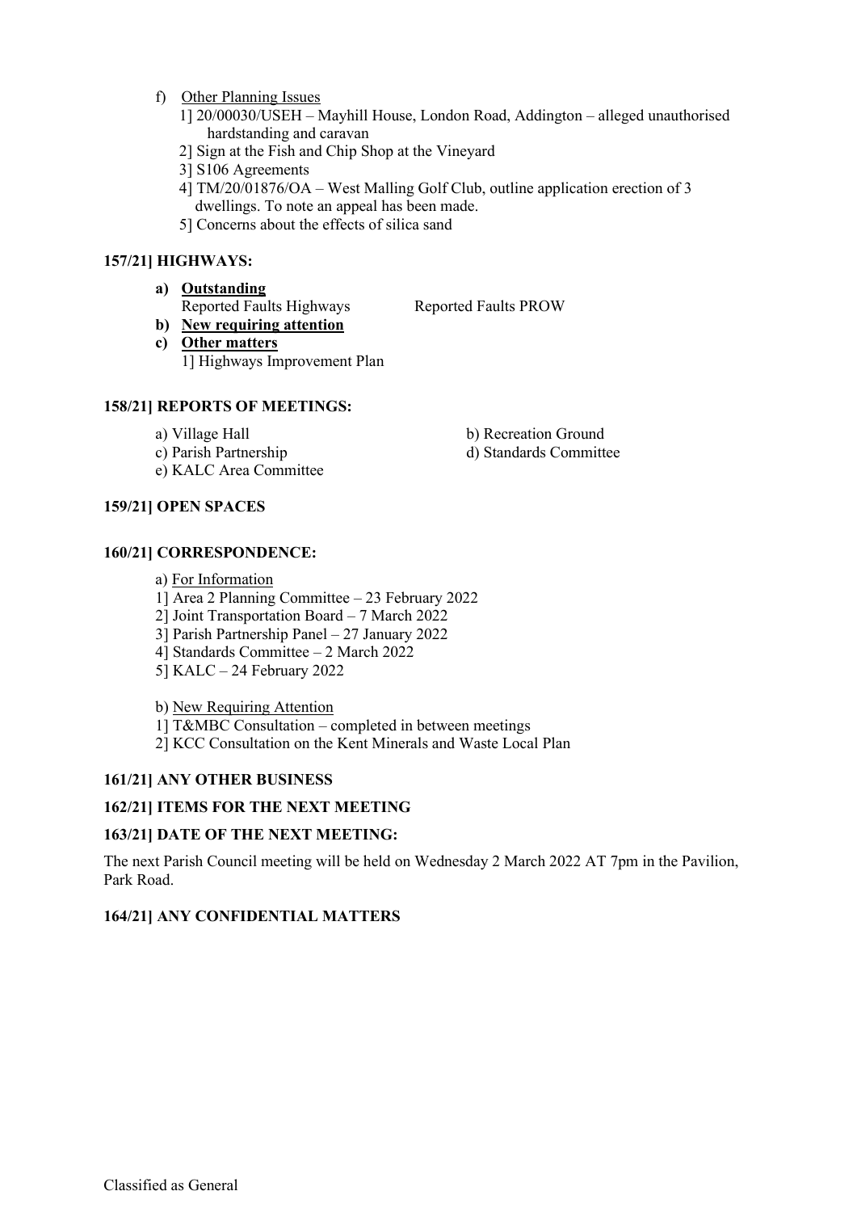f) Other Planning Issues

1] 20/00030/USEH – Mayhill House, London Road, Addington – alleged unauthorised hardstanding and caravan
2] Sign at the Fish and Chip Shop at the Vineyard
3] S106 Agreements
4] TM/20/01876/OA – West Malling Golf Club, outline application erection of 3 dwellings. To note an appeal has been made.
5] Concerns about the effects of silica sand

**157/21] HIGHWAYS:**

**a) Outstanding**
Reported Faults Highways　　Reported Faults PROW

**b) New requiring attention**

**c) Other matters**
1] Highways Improvement Plan

**158/21] REPORTS OF MEETINGS:**

a) Village Hall
b) Recreation Ground
c) Parish Partnership
d) Standards Committee
e) KALC Area Committee

**159/21] OPEN SPACES**

**160/21] CORRESPONDENCE:**

a) For Information
1] Area 2 Planning Committee – 23 February 2022
2] Joint Transportation Board – 7 March 2022
3] Parish Partnership Panel – 27 January 2022
4] Standards Committee – 2 March 2022
5] KALC – 24 February 2022

b) New Requiring Attention
1] T&MBC Consultation – completed in between meetings
2] KCC Consultation on the Kent Minerals and Waste Local Plan

**161/21] ANY OTHER BUSINESS**

**162/21] ITEMS FOR THE NEXT MEETING**

**163/21] DATE OF THE NEXT MEETING:**

The next Parish Council meeting will be held on Wednesday 2 March 2022 AT 7pm in the Pavilion, Park Road.

**164/21] ANY CONFIDENTIAL MATTERS**